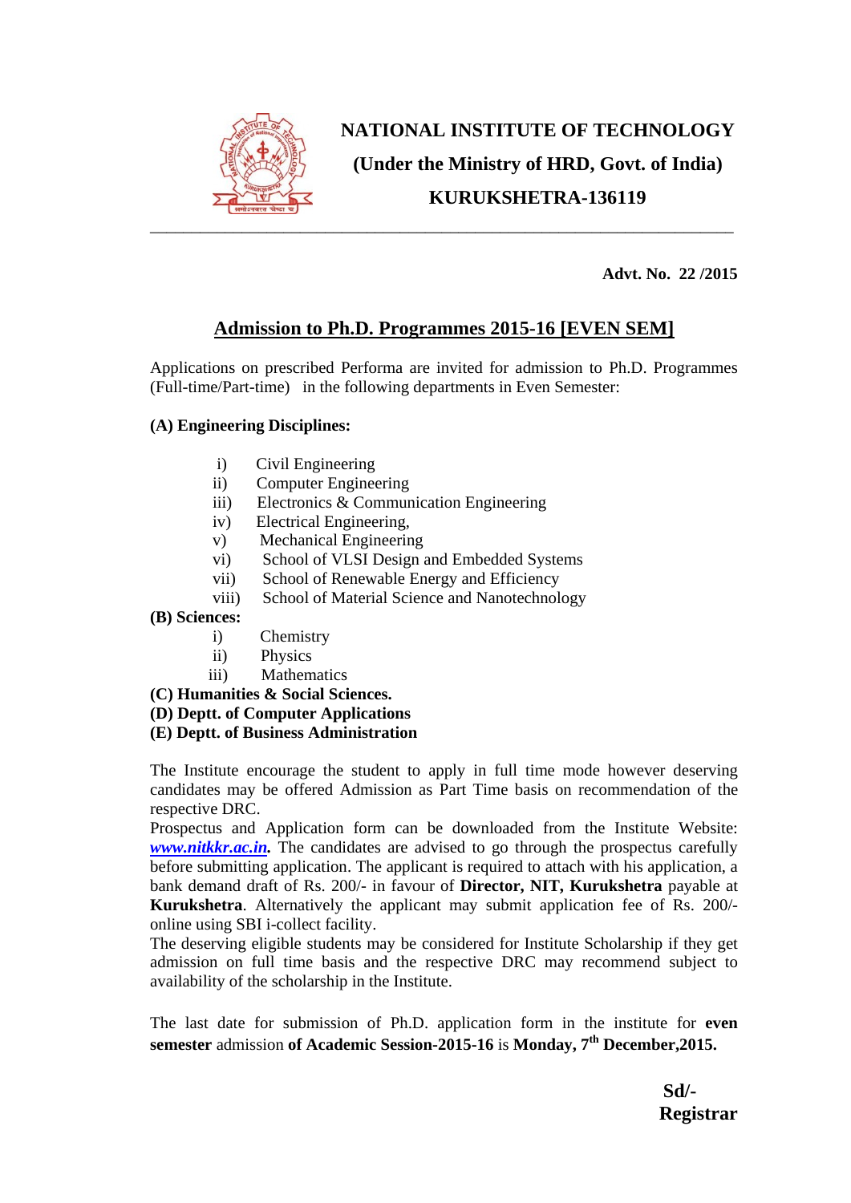# NATIONAL INSTITUTE OF TECHNOLOGY
## (Under the Ministry of HRD, Govt. of India)
## KURUKSHETRA-136119

---

**Advt. No. 22 /2015**

## Admission to Ph.D. Programmes 2015-16 [EVEN SEM]

Applications on prescribed Performa are invited for admission to Ph.D. Programmes (Full-time/Part-time) in the following departments in Even Semester:

**(A) Engineering Disciplines:**

- i) Civil Engineering
- ii) Computer Engineering
- iii) Electronics & Communication Engineering
- iv) Electrical Engineering,
- v) Mechanical Engineering
- vi) School of VLSI Design and Embedded Systems
- vii) School of Renewable Energy and Efficiency
- viii) School of Material Science and Nanotechnology

**(B) Sciences:**

- i) Chemistry
- ii) Physics
- iii) Mathematics

**(C) Humanities & Social Sciences.**

**(D) Deptt. of Computer Applications**

**(E) Deptt. of Business Administration**

The Institute encourage the student to apply in full time mode however deserving candidates may be offered Admission as Part Time basis on recommendation of the respective DRC.

Prospectus and Application form can be downloaded from the Institute Website: ***www.nitkkr.ac.in***. The candidates are advised to go through the prospectus carefully before submitting application. The applicant is required to attach with his application, a bank demand draft of Rs. 200/- in favour of **Director, NIT, Kurukshetra** payable at **Kurukshetra**. Alternatively the applicant may submit application fee of Rs. 200/- online using SBI i-collect facility.

The deserving eligible students may be considered for Institute Scholarship if they get admission on full time basis and the respective DRC may recommend subject to availability of the scholarship in the Institute.

The last date for submission of Ph.D. application form in the institute for **even semester** admission **of Academic Session-2015-16** is **Monday, 7th December,2015.**

**Sd/-**
**Registrar**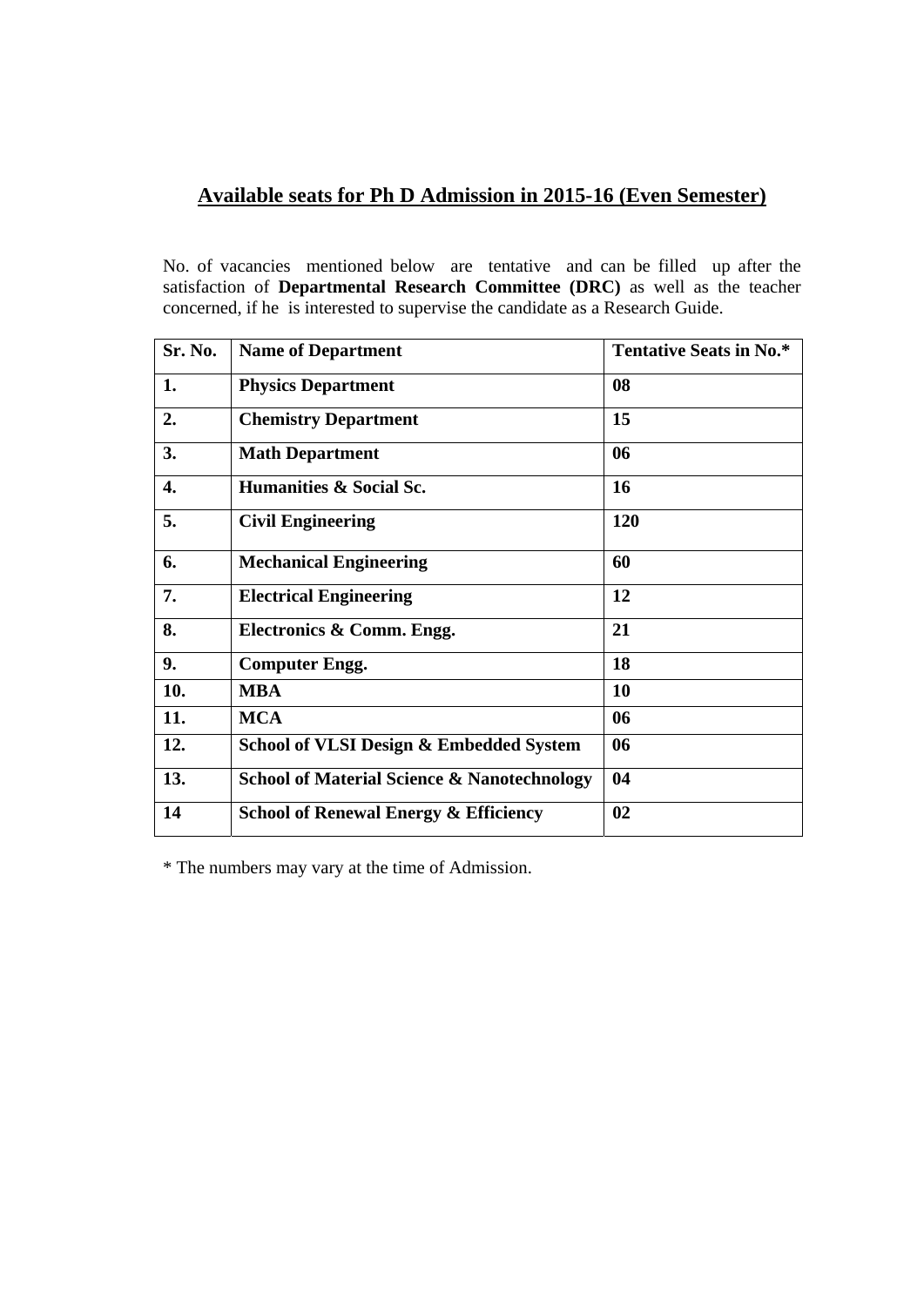## Available seats for Ph D Admission in 2015-16 (Even Semester)

No. of vacancies mentioned below are tentative and can be filled up after the satisfaction of **Departmental Research Committee (DRC)** as well as the teacher concerned, if he is interested to supervise the candidate as a Research Guide.

| Sr. No. | Name of Department | Tentative Seats in No.* |
|---|---|---|
| 1. | Physics Department | 08 |
| 2. | Chemistry Department | 15 |
| 3. | Math Department | 06 |
| 4. | Humanities & Social Sc. | 16 |
| 5. | Civil Engineering | 120 |
| 6. | Mechanical Engineering | 60 |
| 7. | Electrical Engineering | 12 |
| 8. | Electronics & Comm. Engg. | 21 |
| 9. | Computer Engg. | 18 |
| 10. | MBA | 10 |
| 11. | MCA | 06 |
| 12. | School of VLSI Design & Embedded System | 06 |
| 13. | School of Material Science & Nanotechnology | 04 |
| 14 | School of Renewal Energy & Efficiency | 02 |

* The numbers may vary at the time of Admission.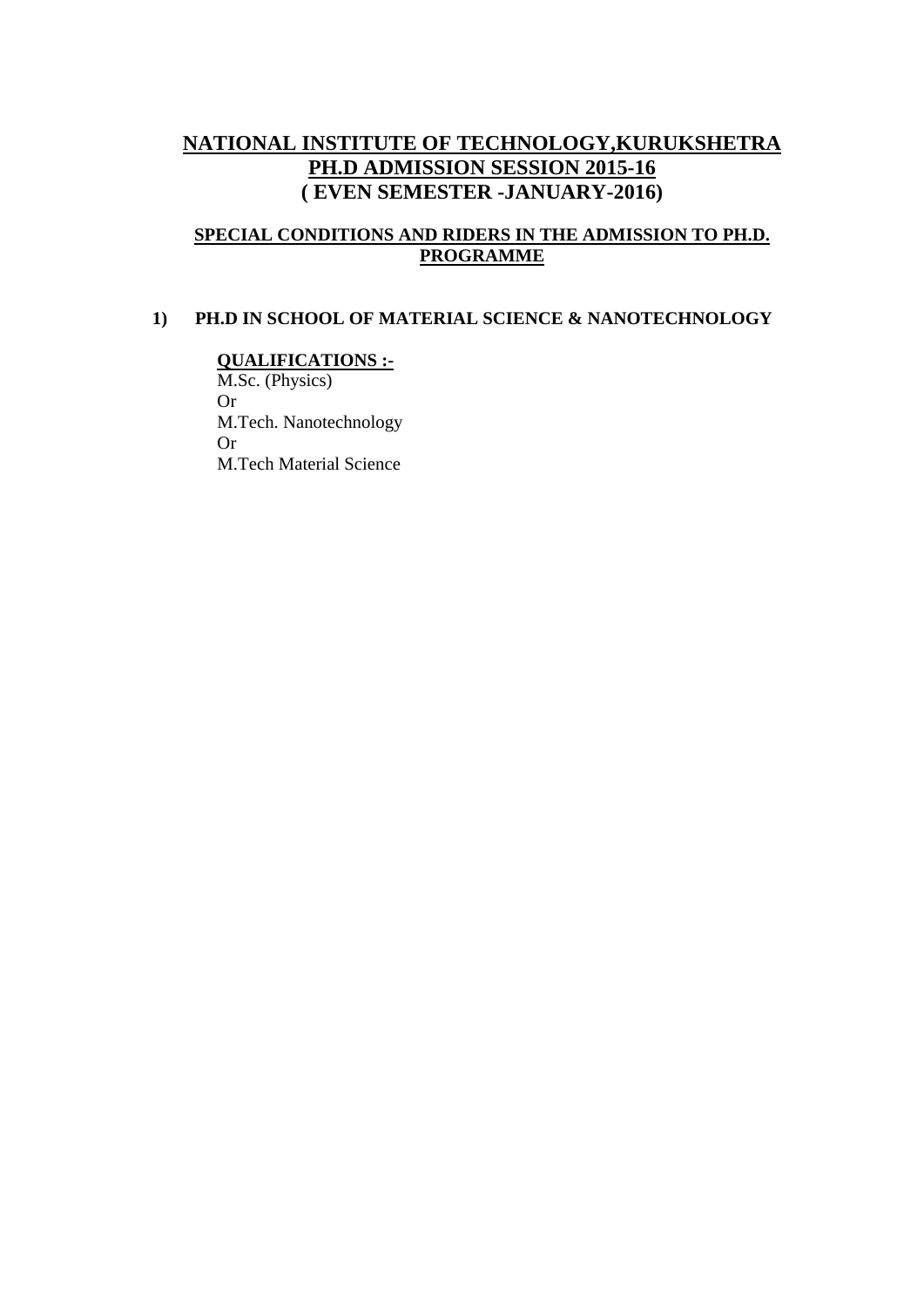# NATIONAL INSTITUTE OF TECHNOLOGY,KURUKSHETRA
# PH.D ADMISSION SESSION 2015-16
# ( EVEN SEMESTER -JANUARY-2016)

## SPECIAL CONDITIONS AND RIDERS IN THE ADMISSION TO PH.D. PROGRAMME

### 1) PH.D IN SCHOOL OF MATERIAL SCIENCE & NANOTECHNOLOGY

**QUALIFICATIONS :-**

M.Sc. (Physics)
Or
M.Tech. Nanotechnology
Or
M.Tech Material Science